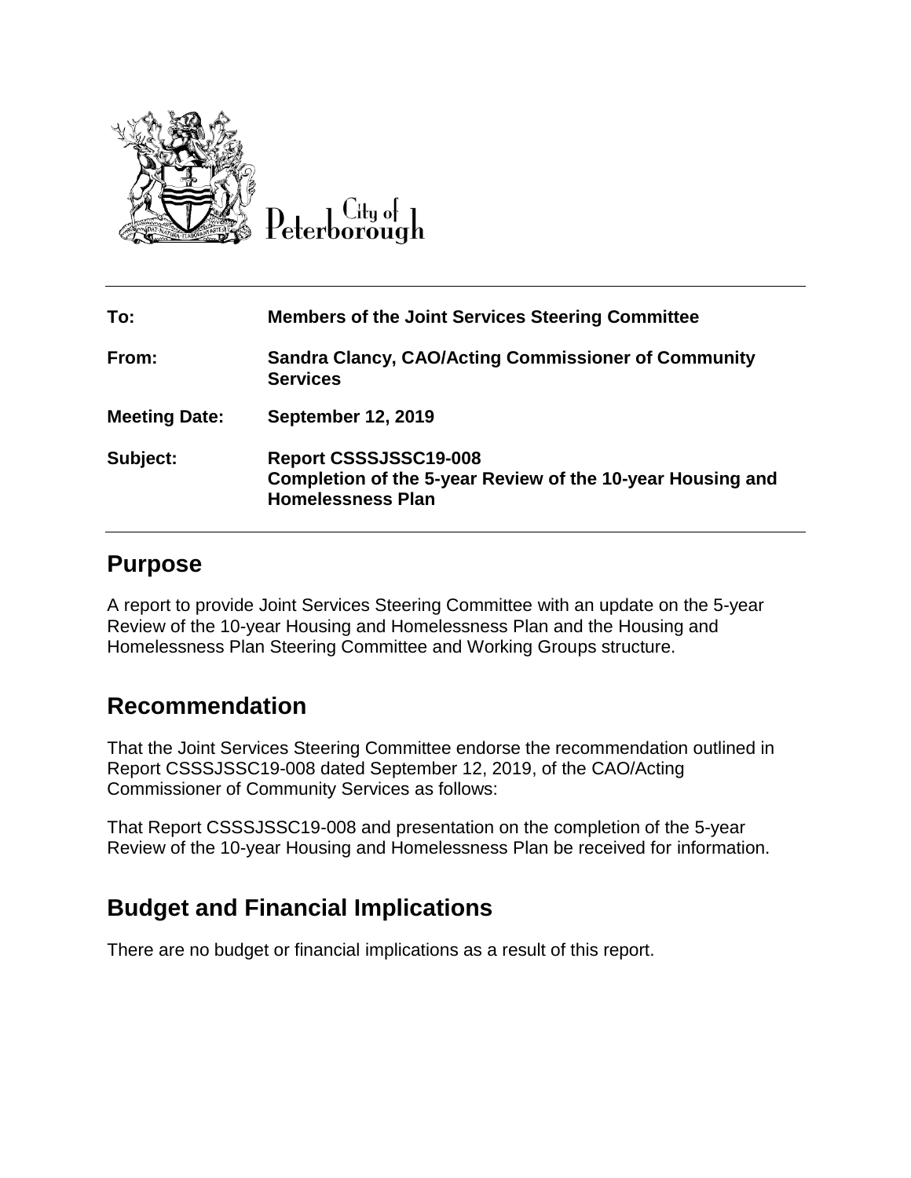City of Peterborough

| | |
|---|---|
| **To:** | **Members of the Joint Services Steering Committee** |
| **From:** | **Sandra Clancy, CAO/Acting Commissioner of Community Services** |
| **Meeting Date:** | **September 12, 2019** |
| **Subject:** | **Report CSSSJSSC19-008**<br>**Completion of the 5-year Review of the 10-year Housing and Homelessness Plan** |

## Purpose

A report to provide Joint Services Steering Committee with an update on the 5-year Review of the 10-year Housing and Homelessness Plan and the Housing and Homelessness Plan Steering Committee and Working Groups structure.

## Recommendation

That the Joint Services Steering Committee endorse the recommendation outlined in Report CSSSJSSC19-008 dated September 12, 2019, of the CAO/Acting Commissioner of Community Services as follows:

That Report CSSSJSSC19-008 and presentation on the completion of the 5-year Review of the 10-year Housing and Homelessness Plan be received for information.

## Budget and Financial Implications

There are no budget or financial implications as a result of this report.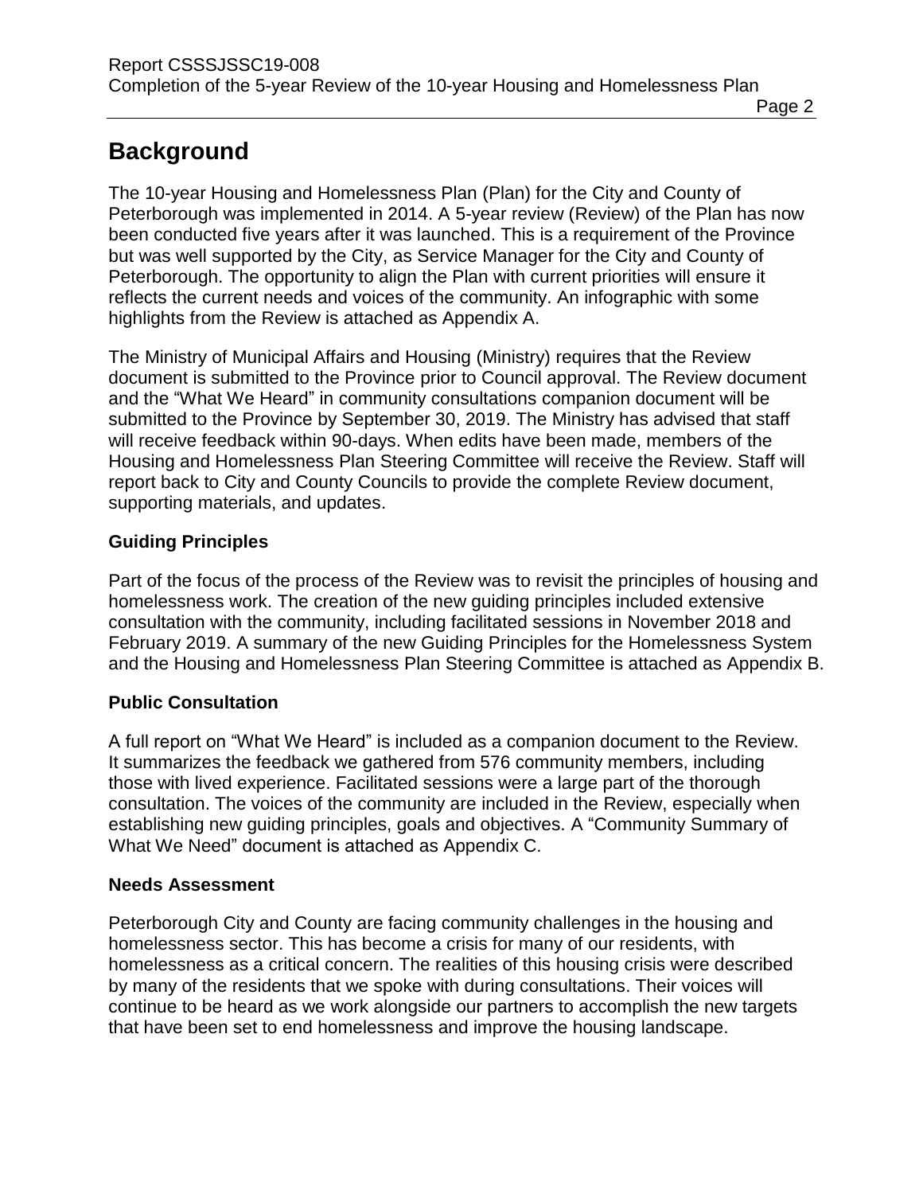# Background

The 10-year Housing and Homelessness Plan (Plan) for the City and County of Peterborough was implemented in 2014. A 5-year review (Review) of the Plan has now been conducted five years after it was launched. This is a requirement of the Province but was well supported by the City, as Service Manager for the City and County of Peterborough. The opportunity to align the Plan with current priorities will ensure it reflects the current needs and voices of the community. An infographic with some highlights from the Review is attached as Appendix A.

The Ministry of Municipal Affairs and Housing (Ministry) requires that the Review document is submitted to the Province prior to Council approval. The Review document and the "What We Heard" in community consultations companion document will be submitted to the Province by September 30, 2019. The Ministry has advised that staff will receive feedback within 90-days. When edits have been made, members of the Housing and Homelessness Plan Steering Committee will receive the Review. Staff will report back to City and County Councils to provide the complete Review document, supporting materials, and updates.

## Guiding Principles

Part of the focus of the process of the Review was to revisit the principles of housing and homelessness work. The creation of the new guiding principles included extensive consultation with the community, including facilitated sessions in November 2018 and February 2019. A summary of the new Guiding Principles for the Homelessness System and the Housing and Homelessness Plan Steering Committee is attached as Appendix B.

## Public Consultation

A full report on "What We Heard" is included as a companion document to the Review. It summarizes the feedback we gathered from 576 community members, including those with lived experience. Facilitated sessions were a large part of the thorough consultation. The voices of the community are included in the Review, especially when establishing new guiding principles, goals and objectives. A "Community Summary of What We Need" document is attached as Appendix C.

## Needs Assessment

Peterborough City and County are facing community challenges in the housing and homelessness sector. This has become a crisis for many of our residents, with homelessness as a critical concern. The realities of this housing crisis were described by many of the residents that we spoke with during consultations. Their voices will continue to be heard as we work alongside our partners to accomplish the new targets that have been set to end homelessness and improve the housing landscape.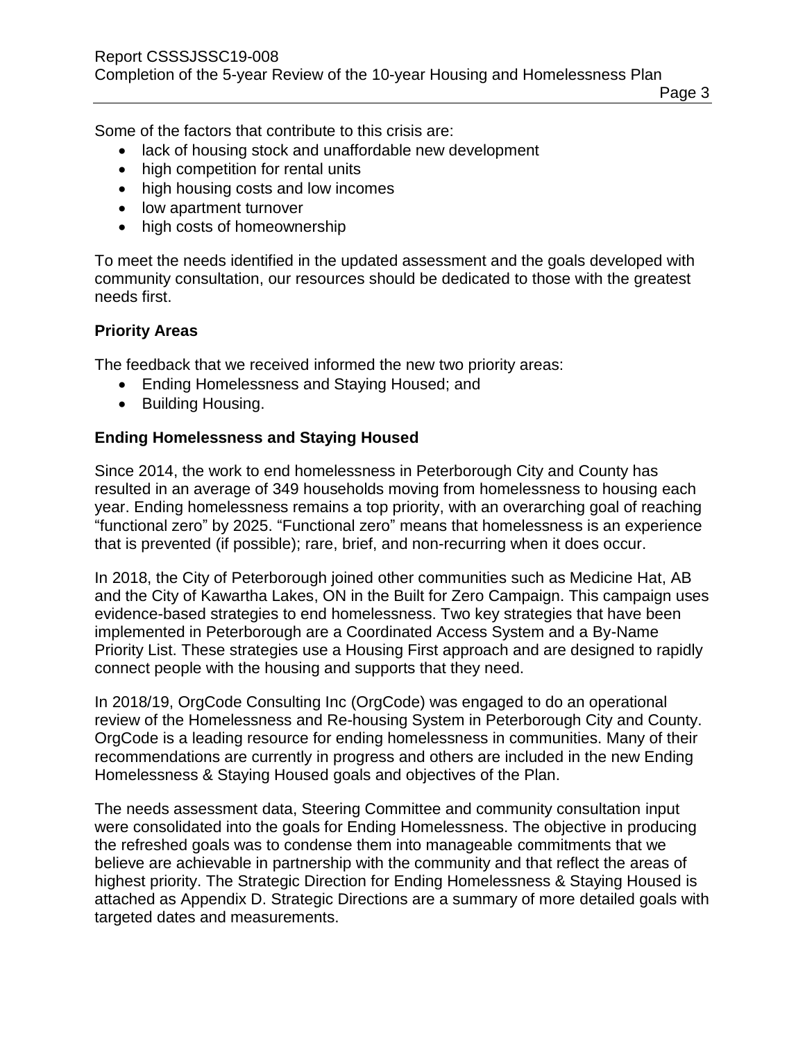Some of the factors that contribute to this crisis are:

- lack of housing stock and unaffordable new development
- high competition for rental units
- high housing costs and low incomes
- low apartment turnover
- high costs of homeownership

To meet the needs identified in the updated assessment and the goals developed with community consultation, our resources should be dedicated to those with the greatest needs first.

**Priority Areas**

The feedback that we received informed the new two priority areas:

- Ending Homelessness and Staying Housed; and
- Building Housing.

**Ending Homelessness and Staying Housed**

Since 2014, the work to end homelessness in Peterborough City and County has resulted in an average of 349 households moving from homelessness to housing each year. Ending homelessness remains a top priority, with an overarching goal of reaching "functional zero" by 2025. "Functional zero" means that homelessness is an experience that is prevented (if possible); rare, brief, and non-recurring when it does occur.

In 2018, the City of Peterborough joined other communities such as Medicine Hat, AB and the City of Kawartha Lakes, ON in the Built for Zero Campaign. This campaign uses evidence-based strategies to end homelessness. Two key strategies that have been implemented in Peterborough are a Coordinated Access System and a By-Name Priority List. These strategies use a Housing First approach and are designed to rapidly connect people with the housing and supports that they need.

In 2018/19, OrgCode Consulting Inc (OrgCode) was engaged to do an operational review of the Homelessness and Re-housing System in Peterborough City and County. OrgCode is a leading resource for ending homelessness in communities. Many of their recommendations are currently in progress and others are included in the new Ending Homelessness & Staying Housed goals and objectives of the Plan.

The needs assessment data, Steering Committee and community consultation input were consolidated into the goals for Ending Homelessness. The objective in producing the refreshed goals was to condense them into manageable commitments that we believe are achievable in partnership with the community and that reflect the areas of highest priority. The Strategic Direction for Ending Homelessness & Staying Housed is attached as Appendix D. Strategic Directions are a summary of more detailed goals with targeted dates and measurements.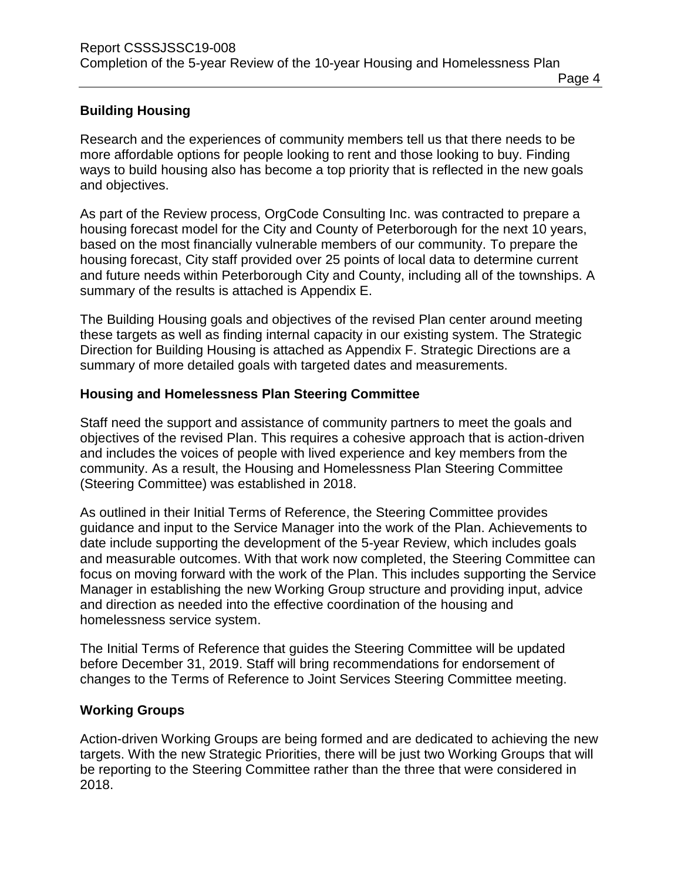## Building Housing

Research and the experiences of community members tell us that there needs to be more affordable options for people looking to rent and those looking to buy. Finding ways to build housing also has become a top priority that is reflected in the new goals and objectives.

As part of the Review process, OrgCode Consulting Inc. was contracted to prepare a housing forecast model for the City and County of Peterborough for the next 10 years, based on the most financially vulnerable members of our community. To prepare the housing forecast, City staff provided over 25 points of local data to determine current and future needs within Peterborough City and County, including all of the townships. A summary of the results is attached is Appendix E.

The Building Housing goals and objectives of the revised Plan center around meeting these targets as well as finding internal capacity in our existing system. The Strategic Direction for Building Housing is attached as Appendix F. Strategic Directions are a summary of more detailed goals with targeted dates and measurements.

## Housing and Homelessness Plan Steering Committee

Staff need the support and assistance of community partners to meet the goals and objectives of the revised Plan. This requires a cohesive approach that is action-driven and includes the voices of people with lived experience and key members from the community. As a result, the Housing and Homelessness Plan Steering Committee (Steering Committee) was established in 2018.

As outlined in their Initial Terms of Reference, the Steering Committee provides guidance and input to the Service Manager into the work of the Plan. Achievements to date include supporting the development of the 5-year Review, which includes goals and measurable outcomes. With that work now completed, the Steering Committee can focus on moving forward with the work of the Plan. This includes supporting the Service Manager in establishing the new Working Group structure and providing input, advice and direction as needed into the effective coordination of the housing and homelessness service system.

The Initial Terms of Reference that guides the Steering Committee will be updated before December 31, 2019. Staff will bring recommendations for endorsement of changes to the Terms of Reference to Joint Services Steering Committee meeting.

## Working Groups

Action-driven Working Groups are being formed and are dedicated to achieving the new targets. With the new Strategic Priorities, there will be just two Working Groups that will be reporting to the Steering Committee rather than the three that were considered in 2018.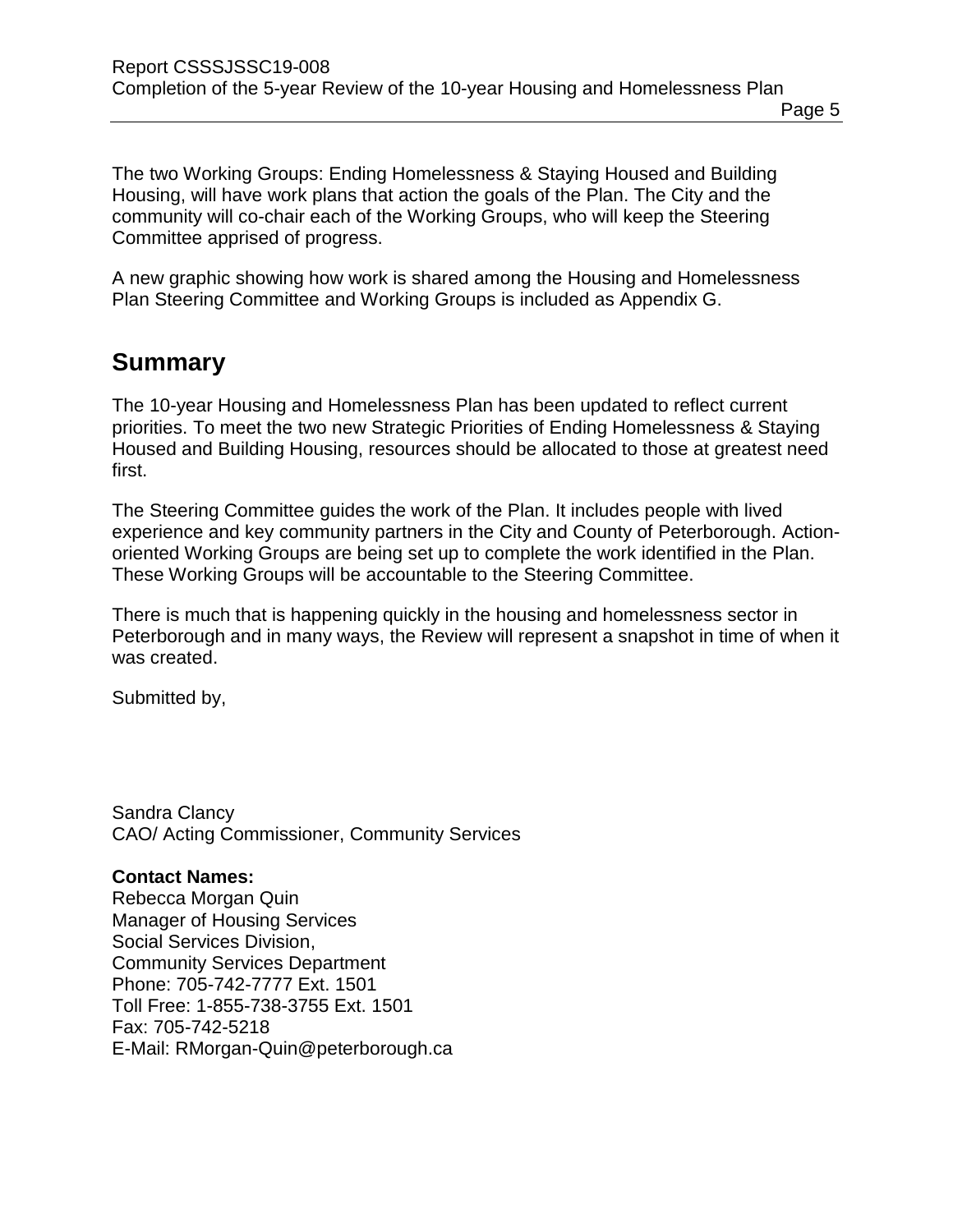The two Working Groups: Ending Homelessness & Staying Housed and Building Housing, will have work plans that action the goals of the Plan. The City and the community will co-chair each of the Working Groups, who will keep the Steering Committee apprised of progress.

A new graphic showing how work is shared among the Housing and Homelessness Plan Steering Committee and Working Groups is included as Appendix G.

## Summary

The 10-year Housing and Homelessness Plan has been updated to reflect current priorities. To meet the two new Strategic Priorities of Ending Homelessness & Staying Housed and Building Housing, resources should be allocated to those at greatest need first.

The Steering Committee guides the work of the Plan. It includes people with lived experience and key community partners in the City and County of Peterborough. Action-oriented Working Groups are being set up to complete the work identified in the Plan. These Working Groups will be accountable to the Steering Committee.

There is much that is happening quickly in the housing and homelessness sector in Peterborough and in many ways, the Review will represent a snapshot in time of when it was created.

Submitted by,

Sandra Clancy
CAO/ Acting Commissioner, Community Services

**Contact Names:**
Rebecca Morgan Quin
Manager of Housing Services
Social Services Division,
Community Services Department
Phone: 705-742-7777 Ext. 1501
Toll Free: 1-855-738-3755 Ext. 1501
Fax: 705-742-5218
E-Mail: RMorgan-Quin@peterborough.ca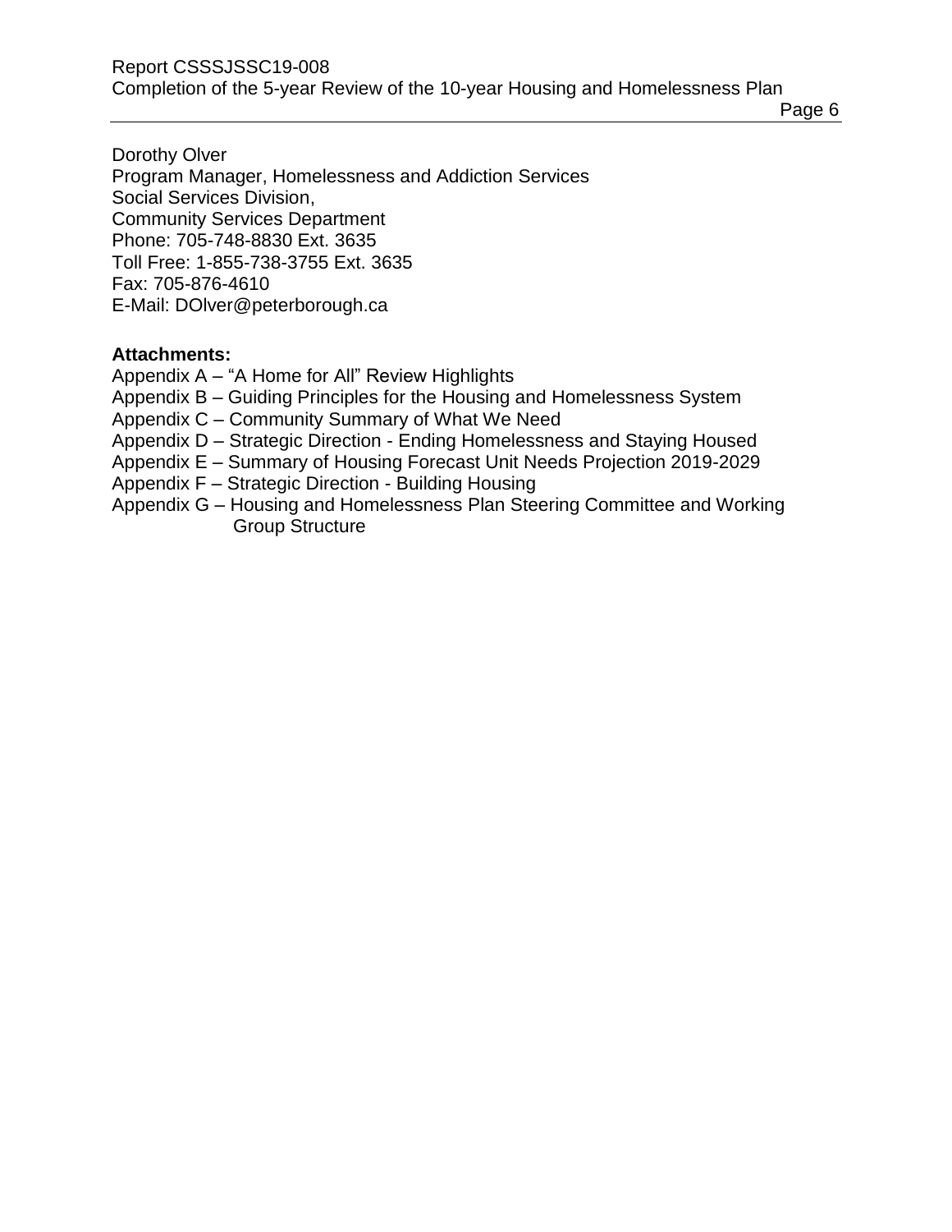Dorothy Olver
Program Manager, Homelessness and Addiction Services
Social Services Division,
Community Services Department
Phone: 705-748-8830 Ext. 3635
Toll Free: 1-855-738-3755 Ext. 3635
Fax: 705-876-4610
E-Mail: DOlver@peterborough.ca

**Attachments:**

Appendix A – "A Home for All" Review Highlights
Appendix B – Guiding Principles for the Housing and Homelessness System
Appendix C – Community Summary of What We Need
Appendix D – Strategic Direction - Ending Homelessness and Staying Housed
Appendix E – Summary of Housing Forecast Unit Needs Projection 2019-2029
Appendix F – Strategic Direction - Building Housing
Appendix G – Housing and Homelessness Plan Steering Committee and Working Group Structure